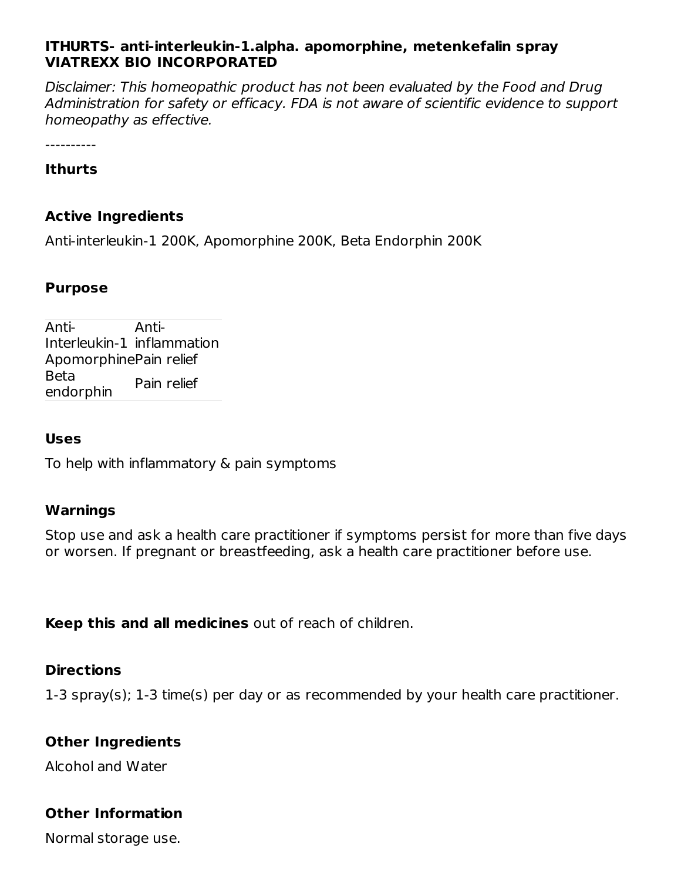**ITHURTS- anti-interleukin-1.alpha. apomorphine, metenkefalin spray**
**VIATREXX BIO INCORPORATED**

*Disclaimer: This homeopathic product has not been evaluated by the Food and Drug Administration for safety or efficacy. FDA is not aware of scientific evidence to support homeopathy as effective.*

----------

**Ithurts**

**Active Ingredients**

Anti-interleukin-1 200K, Apomorphine 200K, Beta Endorphin 200K

**Purpose**

| | |
|---|---|
| Anti-Interleukin-1 | Anti-inflammation |
| Apomorphine | Pain relief |
| Beta endorphin | Pain relief |

**Uses**

To help with inflammatory & pain symptoms

**Warnings**

Stop use and ask a health care practitioner if symptoms persist for more than five days or worsen. If pregnant or breastfeeding, ask a health care practitioner before use.

**Keep this and all medicines** out of reach of children.

**Directions**

1-3 spray(s); 1-3 time(s) per day or as recommended by your health care practitioner.

**Other Ingredients**

Alcohol and Water

**Other Information**

Normal storage use.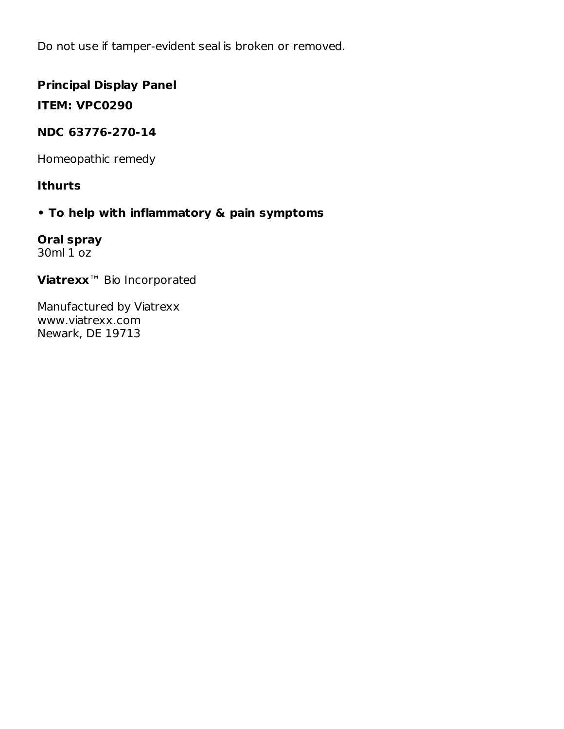Do not use if tamper-evident seal is broken or removed.

**Principal Display Panel**

**ITEM: VPC0290**

**NDC 63776-270-14**

Homeopathic remedy

**Ithurts**

- **To help with inflammatory & pain symptoms**

**Oral spray**
30ml 1 oz

**Viatrexx**™ Bio Incorporated

Manufactured by Viatrexx
www.viatrexx.com
Newark, DE 19713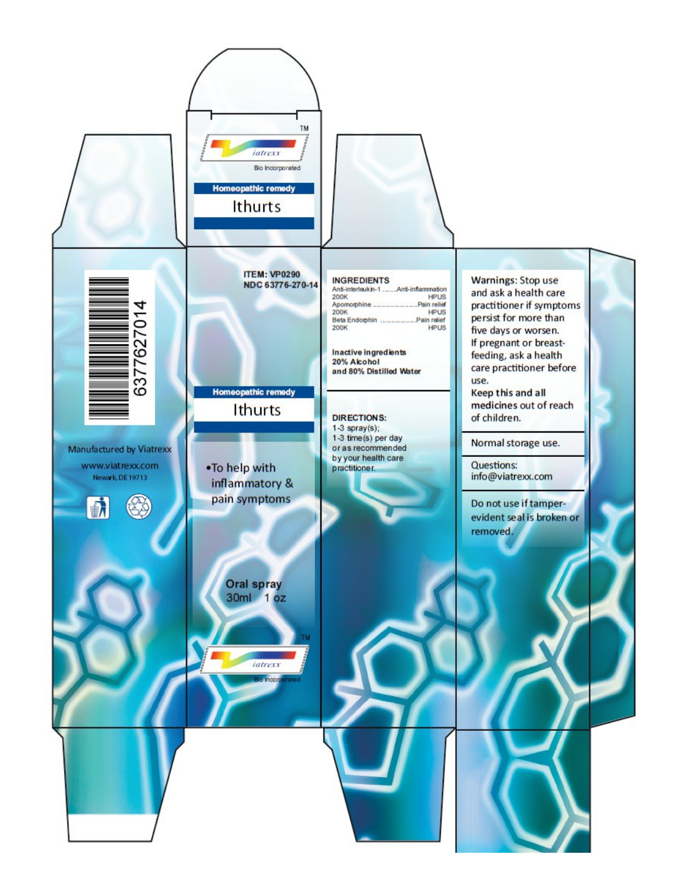TM

iatrexx

Bio Incorporated

**Homeopathic remedy**

# Ithurts

6377627014

Manufactured by Viatrexx

www.viatrexx.com

Newark, DE 19713

**ITEM: VP0290**
**NDC 63776-270-14**

**Homeopathic remedy**

# Ithurts

- To help with inflammatory & pain symptoms

**Oral spray**
30ml 1 oz

TM

iatrexx

Bio Incorporated

**INGREDIENTS**

| Ingredient | Use |
|---|---|
| Anti-interleukin-1 200K HPUS | Anti-inflammation |
| Apomorphine 200K HPUS | Pain relief |
| Beta Endorphin 200K HPUS | Pain relief |

**Inactive ingredients**
**20% Alcohol**
**and 80% Distilled Water**

**DIRECTIONS:**
1-3 spray(s);
1-3 time(s) per day
or as recommended
by your health care
practitioner.

**Warnings:** Stop use and ask a health care practitioner if symptoms persist for more than five days or worsen.
If pregnant or breast-feeding, ask a health care practitioner before use.
**Keep this and all medicines out of reach of children.**

Normal storage use.

Questions:
info@viatrexx.com

Do not use if tamper-evident seal is broken or removed.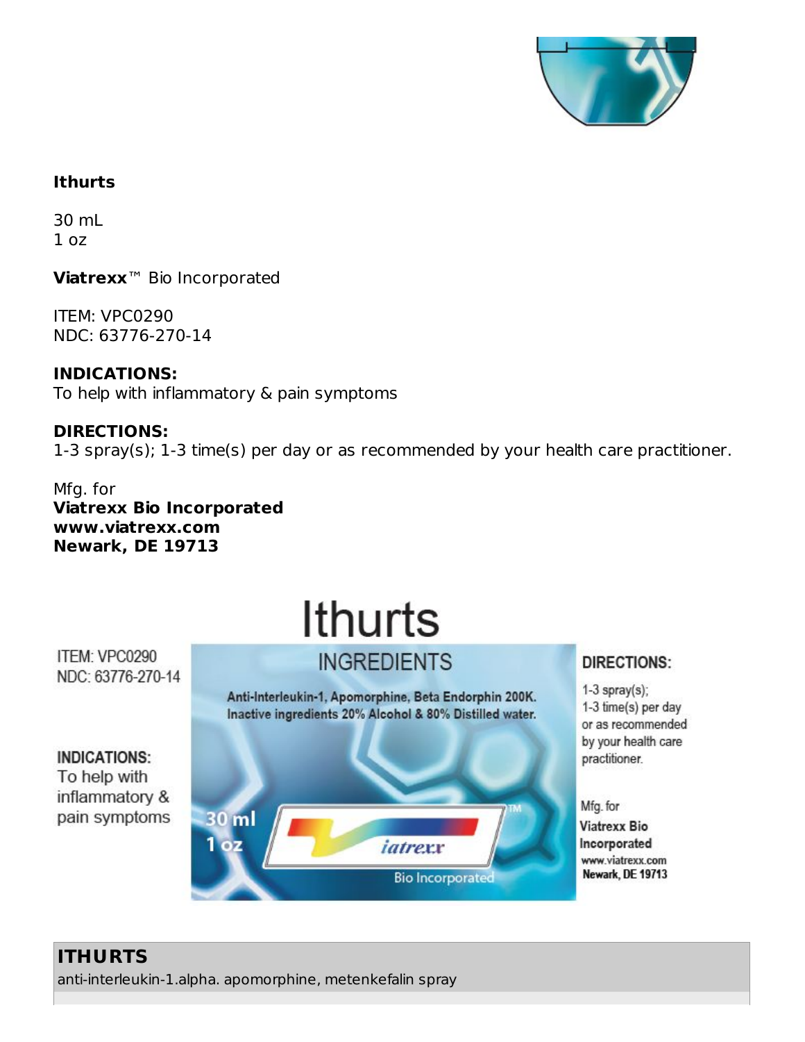**Ithurts**

30 mL
1 oz

**Viatrexx**™ Bio Incorporated

ITEM: VPC0290
NDC: 63776-270-14

**INDICATIONS:**
To help with inflammatory & pain symptoms

**DIRECTIONS:**
1-3 spray(s); 1-3 time(s) per day or as recommended by your health care practitioner.

Mfg. for
**Viatrexx Bio Incorporated**
**www.viatrexx.com**
**Newark, DE 19713**

# Ithurts

ITEM: VPC0290
NDC: 63776-270-14

**INDICATIONS:**
To help with inflammatory & pain symptoms

## INGREDIENTS

**Anti-Interleukin-1, Apomorphine, Beta Endorphin 200K. Inactive ingredients 20% Alcohol & 80% Distilled water.**

**30 ml**
**1 oz**

iatrexx™
Bio Incorporated

**DIRECTIONS:**
1-3 spray(s);
1-3 time(s) per day or as recommended by your health care practitioner.

Mfg. for
**Viatrexx Bio Incorporated**
www.viatrexx.com
**Newark, DE 19713**

**ITHURTS**
anti-interleukin-1.alpha. apomorphine, metenkefalin spray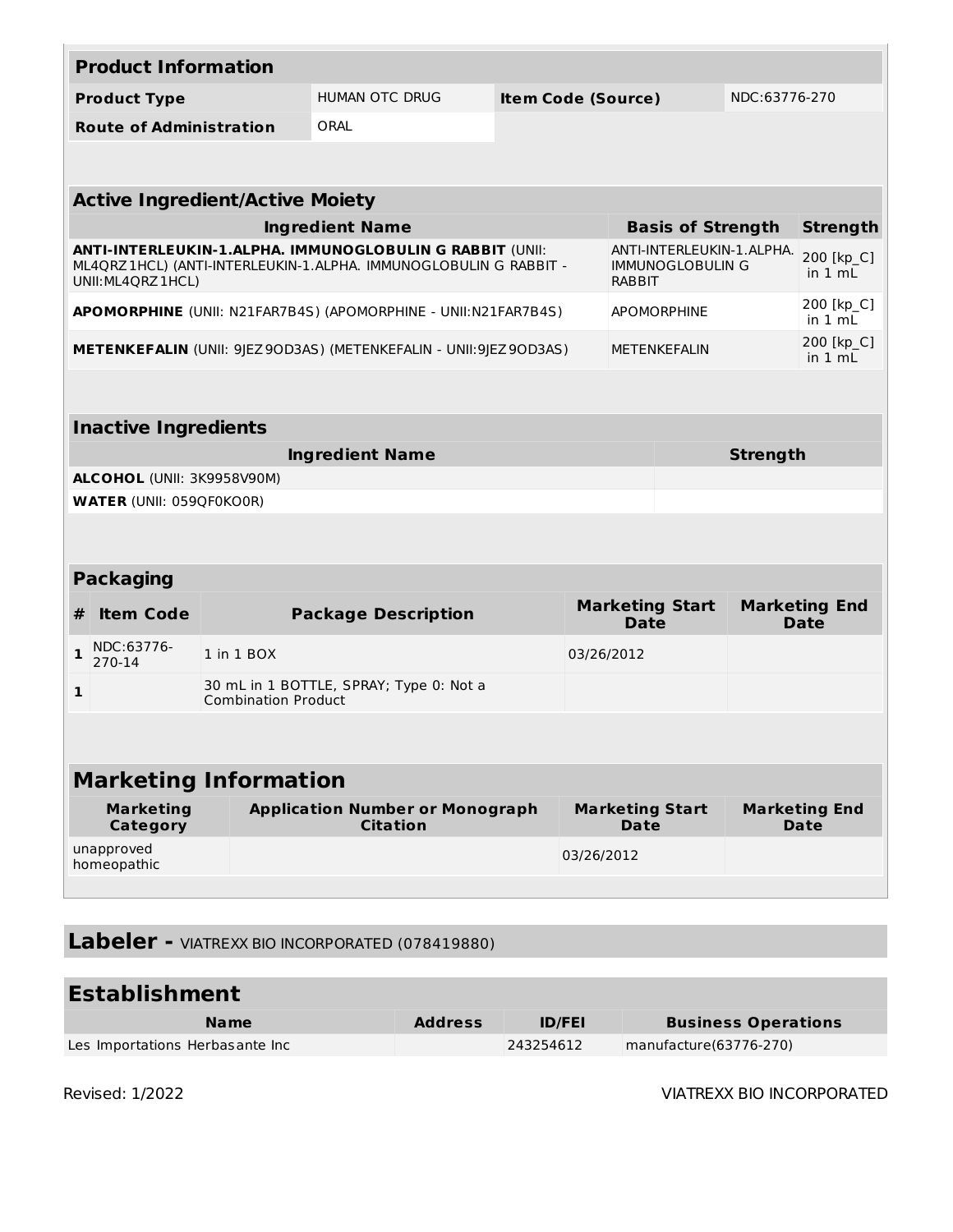## Product Information

| | | | |
|---|---|---|---|
| **Product Type** | HUMAN OTC DRUG | **Item Code (Source)** | NDC:63776-270 |
| **Route of Administration** | ORAL | | |

## Active Ingredient/Active Moiety

| Ingredient Name | Basis of Strength | Strength |
|---|---|---|
| **ANTI-INTERLEUKIN-1.ALPHA. IMMUNOGLOBULIN G RABBIT** (UNII: ML4QRZ1HCL) (ANTI-INTERLEUKIN-1.ALPHA. IMMUNOGLOBULIN G RABBIT - UNII:ML4QRZ1HCL) | ANTI-INTERLEUKIN-1.ALPHA. IMMUNOGLOBULIN G RABBIT | 200 [kp_C] in 1 mL |
| **APOMORPHINE** (UNII: N21FAR7B4S) (APOMORPHINE - UNII:N21FAR7B4S) | APOMORPHINE | 200 [kp_C] in 1 mL |
| **METENKEFALIN** (UNII: 9JEZ9OD3AS) (METENKEFALIN - UNII:9JEZ9OD3AS) | METENKEFALIN | 200 [kp_C] in 1 mL |

## Inactive Ingredients

| Ingredient Name | Strength |
|---|---|
| **ALCOHOL** (UNII: 3K9958V90M) | |
| **WATER** (UNII: 059QF0KO0R) | |

## Packaging

| # | Item Code | Package Description | Marketing Start Date | Marketing End Date |
|---|---|---|---|---|
| 1 | NDC:63776-270-14 | 1 in 1 BOX | 03/26/2012 | |
| 1 | | 30 mL in 1 BOTTLE, SPRAY; Type 0: Not a Combination Product | | |

## Marketing Information

| Marketing Category | Application Number or Monograph Citation | Marketing Start Date | Marketing End Date |
|---|---|---|---|
| unapproved homeopathic | | 03/26/2012 | |

## Labeler - VIATREXX BIO INCORPORATED (078419880)

## Establishment

| Name | Address | ID/FEI | Business Operations |
|---|---|---|---|
| Les Importations Herbasante Inc | | 243254612 | manufacture(63776-270) |

Revised: 1/2022 VIATREXX BIO INCORPORATED